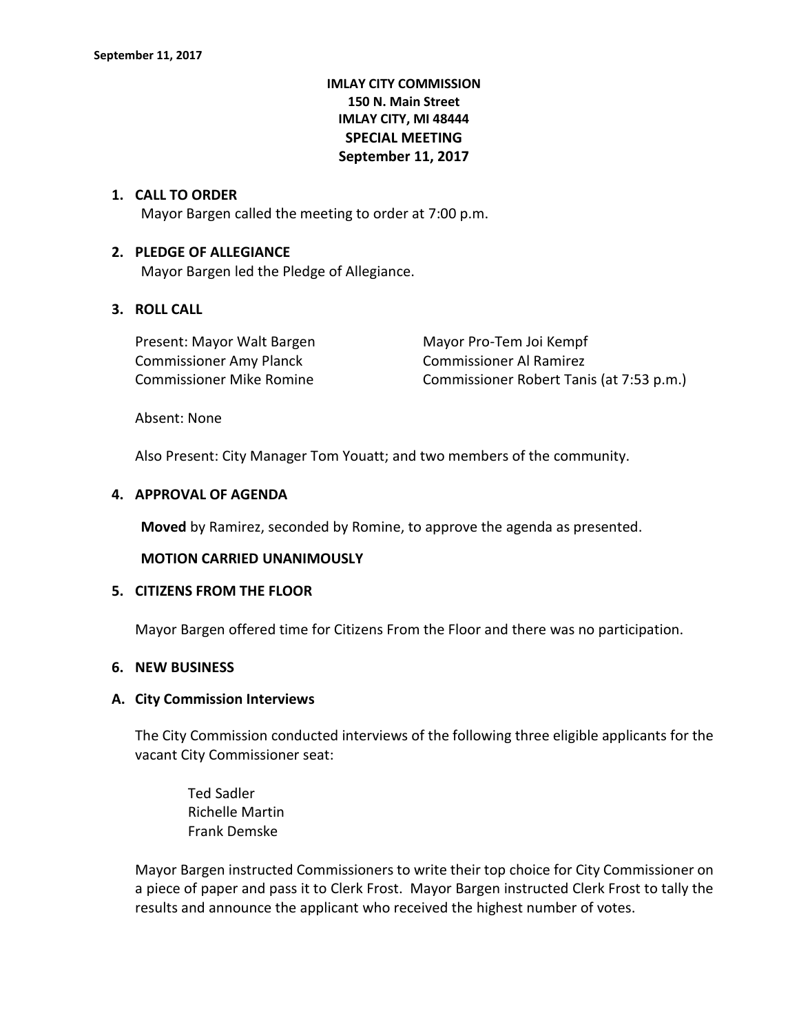**IMLAY CITY COMMISSION**
**150 N. Main Street**
**IMLAY CITY, MI 48444**
**SPECIAL MEETING**
**September 11, 2017**

## 1. CALL TO ORDER

Mayor Bargen called the meeting to order at 7:00 p.m.

## 2. PLEDGE OF ALLEGIANCE

Mayor Bargen led the Pledge of Allegiance.

## 3. ROLL CALL

Present: Mayor Walt Bargen
Mayor Pro-Tem Joi Kempf
Commissioner Amy Planck
Commissioner Al Ramirez
Commissioner Mike Romine
Commissioner Robert Tanis (at 7:53 p.m.)

Absent: None

Also Present: City Manager Tom Youatt; and two members of the community.

## 4. APPROVAL OF AGENDA

**Moved** by Ramirez, seconded by Romine, to approve the agenda as presented.

**MOTION CARRIED UNANIMOUSLY**

## 5. CITIZENS FROM THE FLOOR

Mayor Bargen offered time for Citizens From the Floor and there was no participation.

## 6. NEW BUSINESS

### A. City Commission Interviews

The City Commission conducted interviews of the following three eligible applicants for the vacant City Commissioner seat:

Ted Sadler
Richelle Martin
Frank Demske

Mayor Bargen instructed Commissioners to write their top choice for City Commissioner on a piece of paper and pass it to Clerk Frost. Mayor Bargen instructed Clerk Frost to tally the results and announce the applicant who received the highest number of votes.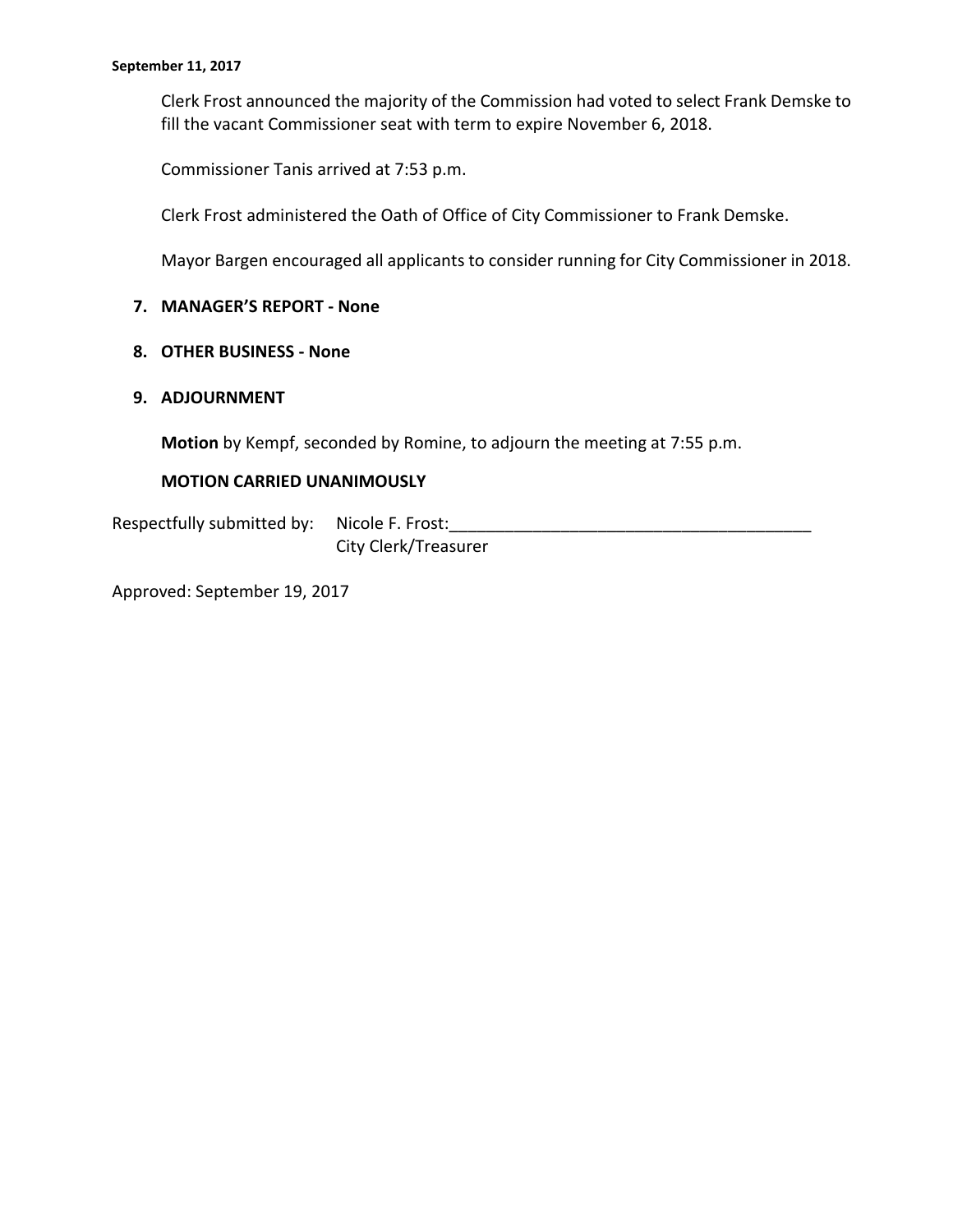Clerk Frost announced the majority of the Commission had voted to select Frank Demske to fill the vacant Commissioner seat with term to expire November 6, 2018.

Commissioner Tanis arrived at 7:53 p.m.

Clerk Frost administered the Oath of Office of City Commissioner to Frank Demske.

Mayor Bargen encouraged all applicants to consider running for City Commissioner in 2018.

7. **MANAGER'S REPORT - None**

8. **OTHER BUSINESS - None**

9. **ADJOURNMENT**

**Motion** by Kempf, seconded by Romine, to adjourn the meeting at 7:55 p.m.

**MOTION CARRIED UNANIMOUSLY**

Respectfully submitted by: Nicole F. Frost:_______________________________________
City Clerk/Treasurer

Approved: September 19, 2017